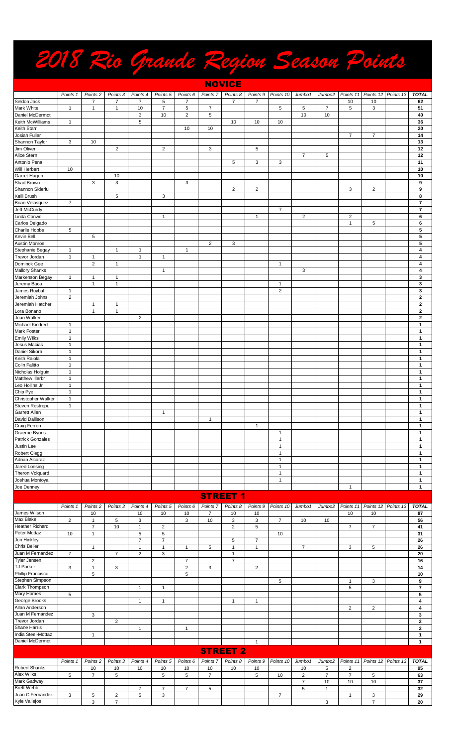# 2018 Rio Grande Region Season Points

## NOVICE

| | Points 1 | Points 2 | Points 3 | Points 4 | Points 5 | Points 6 | Points 7 | Points 8 | Points 9 | Points 10 | Jumbo1 | Jumbo2 | Points 11 | Points 12 | Points 13 | TOTAL |
|---|---|---|---|---|---|---|---|---|---|---|---|---|---|---|---|---|
| Seldon Jack | | 7 | 7 | 7 | 5 | 7 | | 7 | 7 | | | | 10 | 10 | | **62** |
| Mark White | 1 | 1 | 1 | 10 | 7 | 5 | 7 | | | 5 | 5 | 7 | 5 | 3 | | **51** |
| Daniel McDermot | | | | 3 | 10 | 2 | 5 | | | | 10 | 10 | | | | **40** |
| Keith McWilliams | 1 | | | 5 | | | | 10 | 10 | 10 | | | | | | **36** |
| Keith Starr | | | | | | 10 | 10 | | | | | | | | | **20** |
| Josiah Fuller | | | | | | | | | | | | | 7 | 7 | | **14** |
| Shannon Taylor | 3 | 10 | | | | | | | | | | | | | | **13** |
| Jim Oliver | | | 2 | | 2 | | 3 | | 5 | | | | | | | **12** |
| Alice Stern | | | | | | | | | | | 7 | 5 | | | | **12** |
| Antonio Pena | | | | | | | | 5 | 3 | 3 | | | | | | **11** |
| Will Herbert | 10 | | | | | | | | | | | | | | | **10** |
| Garret Hagen | | | 10 | | | | | | | | | | | | | **10** |
| Shad Brown | | 3 | 3 | | | 3 | | | | | | | | | | **9** |
| Shannon Sideriu | | | | | | | | 2 | 2 | | | | 3 | 2 | | **9** |
| Kelli Brush | | | 5 | | 3 | | | | | | | | | | | **8** |
| Brian Velasquez | 7 | | | | | | | | | | | | | | | **7** |
| Jeff McCurdy | | | | | | | | | | 7 | | | | | | **7** |
| Linda Conwell | | | | | 1 | | | | 1 | | 2 | | 2 | | | **6** |
| Carlos Delgado | | | | | | | | | | | | | 1 | 5 | | **6** |
| Charlie Hobbs | 5 | | | | | | | | | | | | | | | **5** |
| Kevin Bell | | 5 | | | | | | | | | | | | | | **5** |
| Austin Monroe | | | | | | | 2 | 3 | | | | | | | | **5** |
| Stephanie Begay | 1 | | 1 | 1 | | 1 | | | | | | | | | | **4** |
| Trevor Jordan | 1 | 1 | | 1 | 1 | | | | | | | | | | | **4** |
| Dominck Gee | | 2 | 1 | | | | | | | 1 | | | | | | **4** |
| Mallory Shanks | | | | | 1 | | | | | | 3 | | | | | **4** |
| Markenson Begay | 1 | 1 | 1 | | | | | | | | | | | | | **3** |
| Jeremy Baca | | 1 | 1 | | | | | | | 1 | | | | | | **3** |
| James Ruybal | 1 | | | | | | | | | 2 | | | | | | **3** |
| Jeremiah Johns | 2 | | | | | | | | | | | | | | | **2** |
| Jeremiah Hatcher | | 1 | 1 | | | | | | | | | | | | | **2** |
| Lora Bonano | | 1 | 1 | | | | | | | | | | | | | **2** |
| Joan Walker | | | | 2 | | | | | | | | | | | | **2** |
| Michael Kindred | 1 | | | | | | | | | | | | | | | **1** |
| Mark Foster | 1 | | | | | | | | | | | | | | | **1** |
| Emily Wilks | 1 | | | | | | | | | | | | | | | **1** |
| Jesus Macias | 1 | | | | | | | | | | | | | | | **1** |
| Daniel Sikora | 1 | | | | | | | | | | | | | | | **1** |
| Keith Raiola | 1 | | | | | | | | | | | | | | | **1** |
| Colin Falitto | 1 | | | | | | | | | | | | | | | **1** |
| Nicholas Holguin | 1 | | | | | | | | | | | | | | | **1** |
| Matthew Illerbr | 1 | | | | | | | | | | | | | | | **1** |
| Leo Hollins Jr | 1 | | | | | | | | | | | | | | | **1** |
| Chip Pye | 1 | | | | | | | | | | | | | | | **1** |
| Christopher Walker | 1 | | | | | | | | | | | | | | | **1** |
| Steven Restrepu | 1 | | | | | | | | | | | | | | | **1** |
| Garrett Allen | | | | | 1 | | | | | | | | | | | **1** |
| David Dallison | | | | | | | 1 | | | | | | | | | **1** |
| Craig Ferron | | | | | | | | | 1 | | | | | | | **1** |
| Graeme Byons | | | | | | | | | | 1 | | | | | | **1** |
| Patrick Gonzales | | | | | | | | | | 1 | | | | | | **1** |
| Justin Lee | | | | | | | | | | 1 | | | | | | **1** |
| Robert Clegg | | | | | | | | | | 1 | | | | | | **1** |
| Adrian Alcaraz | | | | | | | | | | 1 | | | | | | **1** |
| Jared Loesing | | | | | | | | | | 1 | | | | | | **1** |
| Theron Volquard | | | | | | | | | | 1 | | | | | | **1** |
| Joshua Montoya | | | | | | | | | | 1 | | | | | | **1** |
| Joe Denney | | | | | | | | | | | | | 1 | | | **1** |

## STREET 1

| | Points 1 | Points 2 | Points 3 | Points 4 | Points 5 | Points 6 | Points 7 | Points 8 | Points 9 | Points 10 | Jumbo1 | Jumbo2 | Points 11 | Points 12 | Points 13 | TOTAL |
|---|---|---|---|---|---|---|---|---|---|---|---|---|---|---|---|---|
| James Wilson | | 10 | | 10 | 10 | 10 | 7 | 10 | 10 | | | | 10 | 10 | | **87** |
| Max Blake | 2 | 1 | 5 | 3 | | 3 | 10 | 3 | 3 | 7 | 10 | 10 | | | | **56** |
| Heather Richard | | 7 | 10 | 1 | 2 | | | 2 | 5 | | | | 7 | 7 | | **41** |
| Peter Mottaz | 10 | 1 | | 5 | 5 | | | | | 10 | | | | | | **31** |
| Jon Hinkley | | | | 7 | 7 | | | 5 | 7 | | | | | | | **26** |
| Chris Beller | | 1 | | 1 | 1 | 1 | 5 | 1 | 1 | | 7 | | 3 | 5 | | **26** |
| Juan M Fernandez | 7 | | 7 | 2 | 3 | | | 1 | | | | | | | | **20** |
| Tyler Jensen | | 2 | | | | 7 | | 7 | | | | | | | | **16** |
| TJ Parker | 3 | 1 | 3 | | | 2 | 3 | | 2 | | | | | | | **14** |
| Phillip Francisco | | 5 | | | | 5 | | | | | | | | | | **10** |
| Stephen Simpson | | | | | | | | | | 5 | | | 1 | 3 | | **9** |
| Clark Thompson | | | | 1 | 1 | | | | | | | | 5 | | | **7** |
| Mary Homes | 5 | | | | | | | | | | | | | | | **5** |
| George Brooks | | | | 1 | 1 | | | 1 | 1 | | | | | | | **4** |
| Allan Anderson | | | | | | | | | | | | | 2 | 2 | | **4** |
| Juan M Femandez | | 3 | | | | | | | | | | | | | | **3** |
| Trevor Jordan | | | 2 | | | | | | | | | | | | | **2** |
| Shane Harris | | | | 1 | | 1 | | | | | | | | | | **2** |
| India Steel-Mottaz | | 1 | | | | | | | | | | | | | | **1** |
| Daniel McDermot | | | | | | | | | 1 | | | | | | | **1** |

## STREET 2

| | Points 1 | Points 2 | Points 3 | Points 4 | Points 5 | Points 6 | Points 7 | Points 8 | Points 9 | Points 10 | Jumbo1 | Jumbo2 | Points 11 | Points 12 | Points 13 | TOTAL |
|---|---|---|---|---|---|---|---|---|---|---|---|---|---|---|---|---|
| Robert Shanks | | 10 | 10 | 10 | 10 | 10 | 10 | 10 | 10 | | 10 | 5 | 2 | | | **95** |
| Alex Wilks | 5 | 7 | 5 | | 5 | 5 | 7 | | 5 | 10 | 2 | 7 | 7 | 5 | | **63** |
| Mark Gadway | | | | | | | | | | | 7 | 10 | 10 | 10 | | **37** |
| Brett Webb | | | | 7 | 7 | 7 | 5 | | | | 5 | 1 | | | | **32** |
| Juan C Fernandez | 3 | 5 | 2 | 5 | 3 | | | | | 7 | | | 1 | 3 | | **29** |
| Kyle Vallejos | | 3 | 7 | | | | | | | | | 3 | | 7 | | **20** |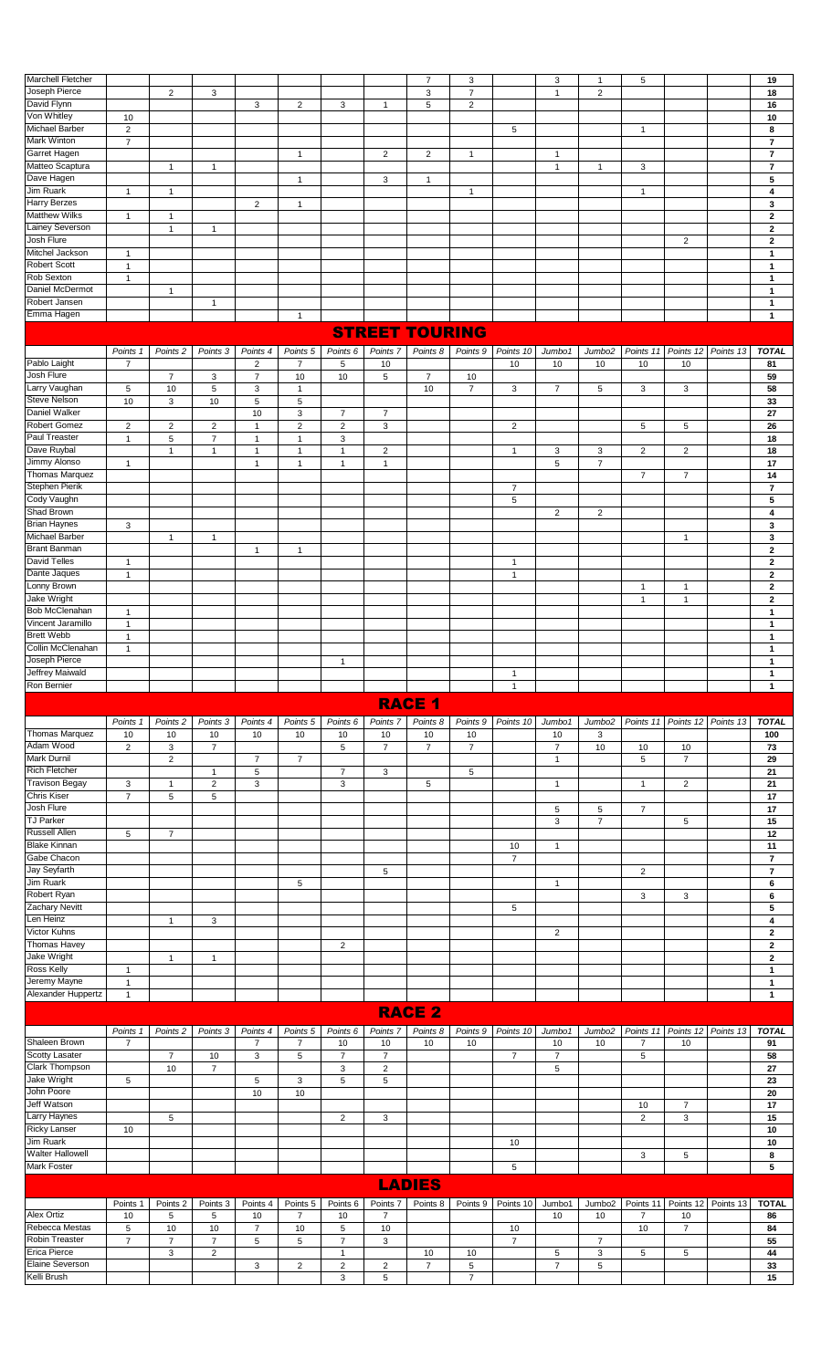| | Points 1 | Points 2 | Points 3 | Points 4 | Points 5 | Points 6 | Points 7 | Points 8 | Points 9 | Points 10 | Jumbo1 | Jumbo2 | Points 11 | Points 12 | Points 13 | TOTAL |
|---|---|---|---|---|---|---|---|---|---|---|---|---|---|---|---|---|
| Marchell Fletcher | | | | | | | | 7 | 3 | | 3 | 1 | 5 | | | **19** |
| Joseph Pierce | | 2 | 3 | | | | | 3 | 7 | | 1 | 2 | | | | **18** |
| David Flynn | | | | 3 | 2 | 3 | 1 | 5 | 2 | | | | | | | **16** |
| Von Whitley | 10 | | | | | | | | | | | | | | | **10** |
| Michael Barber | 2 | | | | | | | | | 5 | | | 1 | | | **8** |
| Mark Winton | 7 | | | | | | | | | | | | | | | **7** |
| Garret Hagen | | | | | 1 | | 2 | 2 | 1 | | 1 | | | | | **7** |
| Matteo Scaptura | | 1 | 1 | | | | | | | | 1 | 1 | 3 | | | **7** |
| Dave Hagen | | | | | 1 | | 3 | 1 | | | | | | | | **5** |
| Jim Ruark | 1 | 1 | | | | | | | 1 | | | | 1 | | | **4** |
| Harry Berzes | | | | 2 | 1 | | | | | | | | | | | **3** |
| Matthew Wilks | 1 | 1 | | | | | | | | | | | | | | **2** |
| Lainey Severson | | 1 | 1 | | | | | | | | | | | | | **2** |
| Josh Flure | | | | | | | | | | | | | | 2 | | **2** |
| Mitchel Jackson | 1 | | | | | | | | | | | | | | | **1** |
| Robert Scott | 1 | | | | | | | | | | | | | | | **1** |
| Rob Sexton | 1 | | | | | | | | | | | | | | | **1** |
| Daniel McDermot | | 1 | | | | | | | | | | | | | | **1** |
| Robert Jansen | | | 1 | | | | | | | | | | | | | **1** |
| Emma Hagen | | | | | 1 | | | | | | | | | | | **1** |

## STREET TOURING

| | Points 1 | Points 2 | Points 3 | Points 4 | Points 5 | Points 6 | Points 7 | Points 8 | Points 9 | Points 10 | Jumbo1 | Jumbo2 | Points 11 | Points 12 | Points 13 | TOTAL |
|---|---|---|---|---|---|---|---|---|---|---|---|---|---|---|---|---|
| Pablo Laight | 7 | | | 2 | 7 | 5 | 10 | | | 10 | 10 | 10 | 10 | 10 | | **81** |
| Josh Flure | | 7 | 3 | 7 | 10 | 10 | 5 | 7 | 10 | | | | | | | **59** |
| Larry Vaughan | 5 | 10 | 5 | 3 | 1 | | | 10 | 7 | 3 | 7 | 5 | 3 | 3 | | **58** |
| Steve Nelson | 10 | 3 | 10 | 5 | 5 | | | | | | | | | | | **33** |
| Daniel Walker | | | | 10 | 3 | 7 | 7 | | | | | | | | | **27** |
| Robert Gomez | 2 | 2 | 2 | 1 | 2 | 2 | 3 | | | 2 | | | 5 | 5 | | **26** |
| Paul Treaster | 1 | 5 | 7 | 1 | 1 | 3 | | | | | | | | | | **18** |
| Dave Ruybal | | 1 | 1 | 1 | 1 | 1 | 2 | | | 1 | 3 | 3 | 2 | 2 | | **18** |
| Jimmy Alonso | 1 | | | 1 | 1 | 1 | 1 | | | | 5 | 7 | | | | **17** |
| Thomas Marquez | | | | | | | | | | | | | 7 | 7 | | **14** |
| Stephen Pierik | | | | | | | | | | 7 | | | | | | **7** |
| Cody Vaughn | | | | | | | | | | 5 | | | | | | **5** |
| Shad Brown | | | | | | | | | | | 2 | 2 | | | | **4** |
| Brian Haynes | 3 | | | | | | | | | | | | | | | **3** |
| Michael Barber | | 1 | 1 | | | | | | | | | | | 1 | | **3** |
| Brant Banman | | | | 1 | 1 | | | | | | | | | | | **2** |
| David Telles | 1 | | | | | | | | | 1 | | | | | | **2** |
| Dante Jaques | 1 | | | | | | | | | 1 | | | | | | **2** |
| Lonny Brown | | | | | | | | | | | | | 1 | 1 | | **2** |
| Jake Wright | | | | | | | | | | | | | 1 | 1 | | **2** |
| Bob McClenahan | 1 | | | | | | | | | | | | | | | **1** |
| Vincent Jaramillo | 1 | | | | | | | | | | | | | | | **1** |
| Brett Webb | 1 | | | | | | | | | | | | | | | **1** |
| Collin McClenahan | 1 | | | | | | | | | | | | | | | **1** |
| Joseph Pierce | | | | | | 1 | | | | | | | | | | **1** |
| Jeffrey Maiwald | | | | | | | | | | 1 | | | | | | **1** |
| Ron Bernier | | | | | | | | | | 1 | | | | | | **1** |

## RACE 1

| | Points 1 | Points 2 | Points 3 | Points 4 | Points 5 | Points 6 | Points 7 | Points 8 | Points 9 | Points 10 | Jumbo1 | Jumbo2 | Points 11 | Points 12 | Points 13 | TOTAL |
|---|---|---|---|---|---|---|---|---|---|---|---|---|---|---|---|---|
| Thomas Marquez | 10 | 10 | 10 | 10 | 10 | 10 | 10 | 10 | 10 | | 10 | 3 | | | | **100** |
| Adam Wood | 2 | 3 | 7 | | | 5 | 7 | 7 | 7 | | 7 | 10 | 10 | 10 | | **73** |
| Mark Durnil | | 2 | | 7 | 7 | | | | | | 1 | | 5 | 7 | | **29** |
| Rich Fletcher | | | 1 | 5 | | 7 | 3 | | 5 | | | | | | | **21** |
| Travison Begay | 3 | 1 | 2 | 3 | | 3 | | 5 | | | 1 | | 1 | 2 | | **21** |
| Chris Kiser | 7 | 5 | 5 | | | | | | | | | | | | | **17** |
| Josh Flure | | | | | | | | | | | 5 | 5 | 7 | | | **17** |
| TJ Parker | | | | | | | | | | | 3 | 7 | | 5 | | **15** |
| Russell Allen | 5 | 7 | | | | | | | | | | | | | | **12** |
| Blake Kinnan | | | | | | | | | | 10 | 1 | | | | | **11** |
| Gabe Chacon | | | | | | | | | | 7 | | | | | | **7** |
| Jay Seyfarth | | | | | | | 5 | | | | | | 2 | | | **7** |
| Jim Ruark | | | | | 5 | | | | | | 1 | | | | | **6** |
| Robert Ryan | | | | | | | | | | | | | 3 | 3 | | **6** |
| Zachary Nevitt | | | | | | | | | | 5 | | | | | | **5** |
| Len Heinz | | 1 | 3 | | | | | | | | | | | | | **4** |
| Victor Kuhns | | | | | | | | | | | 2 | | | | | **2** |
| Thomas Havey | | | | | | 2 | | | | | | | | | | **2** |
| Jake Wright | | 1 | 1 | | | | | | | | | | | | | **2** |
| Ross Kelly | 1 | | | | | | | | | | | | | | | **1** |
| Jeremy Mayne | 1 | | | | | | | | | | | | | | | **1** |
| Alexander Huppertz | 1 | | | | | | | | | | | | | | | **1** |

## RACE 2

| | Points 1 | Points 2 | Points 3 | Points 4 | Points 5 | Points 6 | Points 7 | Points 8 | Points 9 | Points 10 | Jumbo1 | Jumbo2 | Points 11 | Points 12 | Points 13 | TOTAL |
|---|---|---|---|---|---|---|---|---|---|---|---|---|---|---|---|---|
| Shaleen Brown | 7 | | | 7 | 7 | 10 | 10 | 10 | 10 | | 10 | 10 | 7 | 10 | | **91** |
| Scotty Lasater | | 7 | 10 | 3 | 5 | 7 | 7 | | | 7 | 7 | | 5 | | | **58** |
| Clark Thompson | | 10 | 7 | | | 3 | 2 | | | | 5 | | | | | **27** |
| Jake Wright | 5 | | | 5 | 3 | 5 | 5 | | | | | | | | | **23** |
| John Poore | | | | 10 | 10 | | | | | | | | | | | **20** |
| Jeff Watson | | | | | | | | | | | | | 10 | 7 | | **17** |
| Larry Haynes | | 5 | | | | 2 | 3 | | | | | | 2 | 3 | | **15** |
| Ricky Lanser | 10 | | | | | | | | | | | | | | | **10** |
| Jim Ruark | | | | | | | | | | 10 | | | | | | **10** |
| Walter Hallowell | | | | | | | | | | | | | 3 | 5 | | **8** |
| Mark Foster | | | | | | | | | | 5 | | | | | | **5** |

## LADIES

| | Points 1 | Points 2 | Points 3 | Points 4 | Points 5 | Points 6 | Points 7 | Points 8 | Points 9 | Points 10 | Jumbo1 | Jumbo2 | Points 11 | Points 12 | Points 13 | TOTAL |
|---|---|---|---|---|---|---|---|---|---|---|---|---|---|---|---|---|
| Alex Ortiz | 10 | 5 | 5 | 10 | 7 | 10 | 7 | | | | 10 | 10 | 7 | 10 | | **86** |
| Rebecca Mestas | 5 | 10 | 10 | 7 | 10 | 5 | 10 | | | 10 | | | 10 | 7 | | **84** |
| Robin Treaster | 7 | 7 | 7 | 5 | 5 | 7 | 3 | | | 7 | | 7 | | | | **55** |
| Erica Pierce | | 3 | 2 | | | 1 | | 10 | 10 | | 5 | 3 | 5 | 5 | | **44** |
| Elaine Severson | | | | 3 | 2 | 2 | 2 | 7 | 5 | | 7 | 5 | | | | **33** |
| Kelli Brush | | | | | | 3 | 5 | | 7 | | | | | | | **15** |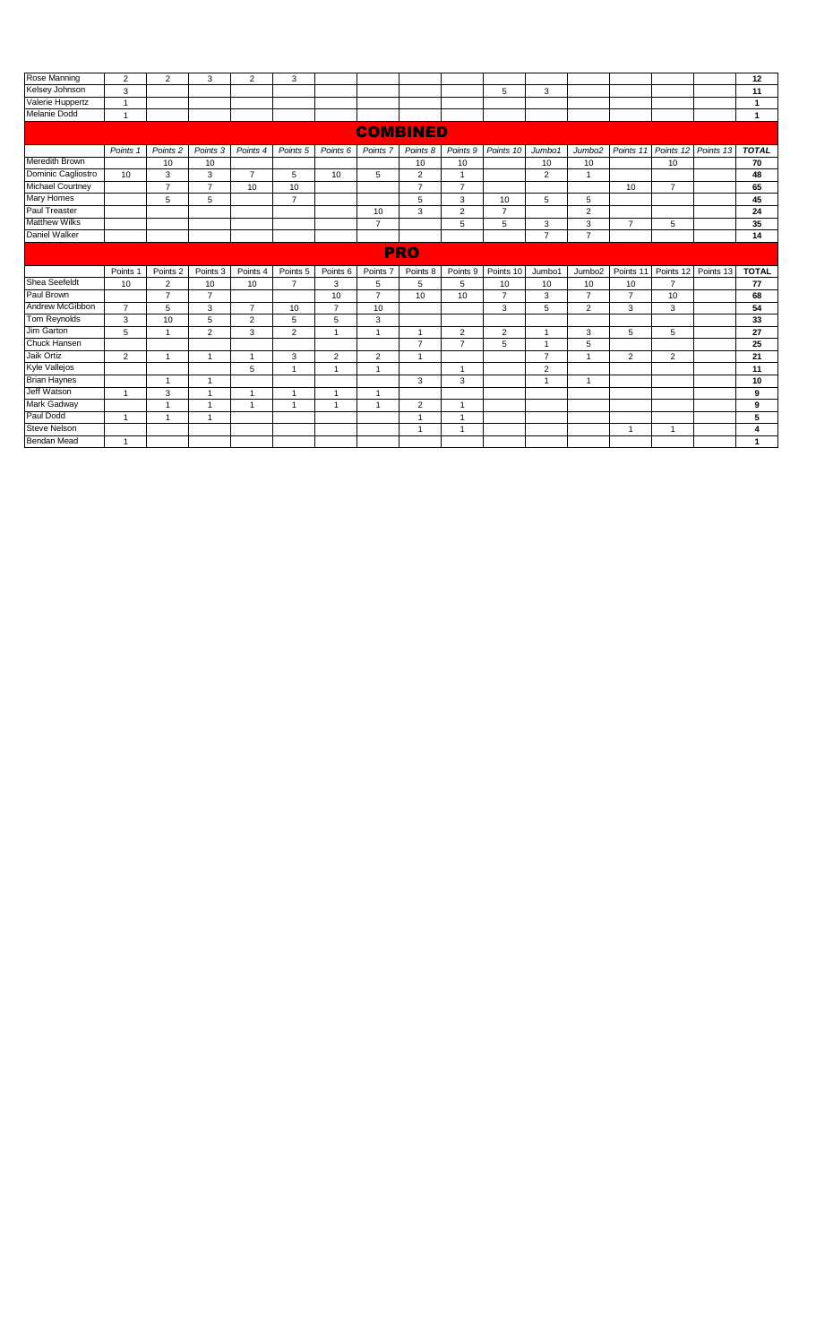| | | | | | | | | | | | | | | | | |
|---|---|---|---|---|---|---|---|---|---|---|---|---|---|---|---|---|
| Rose Manning | 2 | 2 | 3 | 2 | 3 | | | | | | | | | | | 12 |
| Kelsey Johnson | 3 | | | | | | | | | 5 | 3 | | | | | 11 |
| Valerie Huppertz | 1 | | | | | | | | | | | | | | | 1 |
| Melanie Dodd | 1 | | | | | | | | | | | | | | | 1 |

# COMBINED

| | *Points 1* | *Points 2* | *Points 3* | *Points 4* | *Points 5* | *Points 6* | *Points 7* | *Points 8* | *Points 9* | *Points 10* | *Jumbo1* | *Jumbo2* | *Points 11* | *Points 12* | *Points 13* | ***TOTAL*** |
|---|---|---|---|---|---|---|---|---|---|---|---|---|---|---|---|---|
| Meredith Brown | | 10 | 10 | | | | | 10 | 10 | | 10 | 10 | | 10 | | 70 |
| Dominic Cagliostro | 10 | 3 | 3 | 7 | 5 | 10 | 5 | 2 | 1 | | 2 | 1 | | | | 48 |
| Michael Courtney | | 7 | 7 | 10 | 10 | | | 7 | 7 | | | | 10 | 7 | | 65 |
| Mary Homes | | 5 | 5 | | 7 | | | 5 | 3 | 10 | 5 | 5 | | | | 45 |
| Paul Treaster | | | | | | | 10 | 3 | 2 | 7 | | 2 | | | | 24 |
| Matthew Wilks | | | | | | | 7 | | 5 | 5 | 3 | 3 | 7 | 5 | | 35 |
| Daniel Walker | | | | | | | | | | | 7 | 7 | | | | 14 |

# PRO

| | Points 1 | Points 2 | Points 3 | Points 4 | Points 5 | Points 6 | Points 7 | Points 8 | Points 9 | Points 10 | Jumbo1 | Jumbo2 | Points 11 | Points 12 | Points 13 | **TOTAL** |
|---|---|---|---|---|---|---|---|---|---|---|---|---|---|---|---|---|
| Shea Seefeldt | 10 | 2 | 10 | 10 | 7 | 3 | 5 | 5 | 5 | 10 | 10 | 10 | 10 | 7 | | 77 |
| Paul Brown | | 7 | 7 | | | 10 | 7 | 10 | 10 | 7 | 3 | 7 | 7 | 10 | | 68 |
| Andrew McGibbon | 7 | 5 | 3 | 7 | 10 | 7 | 10 | | | 3 | 5 | 2 | 3 | 3 | | 54 |
| Tom Reynolds | 3 | 10 | 5 | 2 | 5 | 5 | 3 | | | | | | | | | 33 |
| Jim Garton | 5 | 1 | 2 | 3 | 2 | 1 | 1 | 1 | 2 | 2 | 1 | 3 | 5 | 5 | | 27 |
| Chuck Hansen | | | | | | | | 7 | 7 | 5 | 1 | 5 | | | | 25 |
| Jaik Ortiz | 2 | 1 | 1 | 1 | 3 | 2 | 2 | 1 | | | 7 | 1 | 2 | 2 | | 21 |
| Kyle Vallejos | | | | 5 | 1 | 1 | 1 | | 1 | | 2 | | | | | 11 |
| Brian Haynes | | 1 | 1 | | | | | 3 | 3 | | 1 | 1 | | | | 10 |
| Jeff Watson | 1 | 3 | 1 | 1 | 1 | 1 | 1 | | | | | | | | | 9 |
| Mark Gadway | | 1 | 1 | 1 | 1 | 1 | 1 | 2 | 1 | | | | | | | 9 |
| Paul Dodd | 1 | 1 | 1 | | | | | 1 | 1 | | | | | | | 5 |
| Steve Nelson | | | | | | | | 1 | 1 | | | | 1 | 1 | | 4 |
| Bendan Mead | 1 | | | | | | | | | | | | | | | 1 |